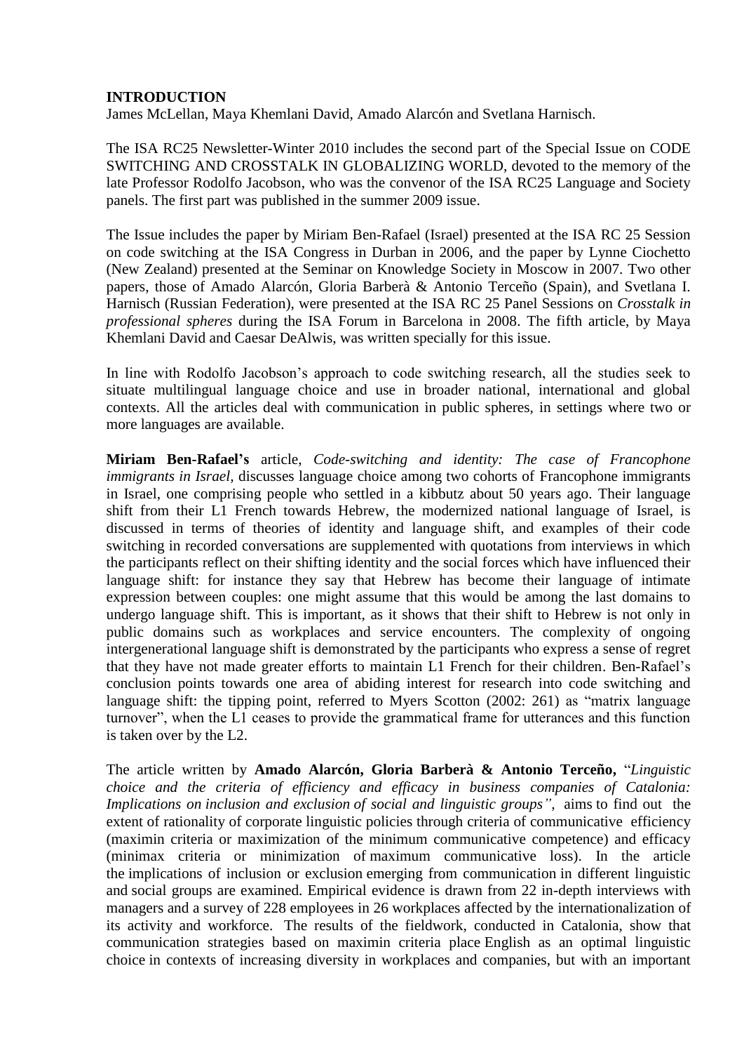# INTRODUCTION

James McLellan, Maya Khemlani David, Amado Alarcón and Svetlana Harnisch.

The ISA RC25 Newsletter-Winter 2010 includes the second part of the Special Issue on CODE SWITCHING AND CROSSTALK IN GLOBALIZING WORLD, devoted to the memory of the late Professor Rodolfo Jacobson, who was the convenor of the ISA RC25 Language and Society panels. The first part was published in the summer 2009 issue.

The Issue includes the paper by Miriam Ben-Rafael (Israel) presented at the ISA RC 25 Session on code switching at the ISA Congress in Durban in 2006, and the paper by Lynne Ciochetto (New Zealand) presented at the Seminar on Knowledge Society in Moscow in 2007. Two other papers, those of Amado Alarcón, Gloria Barberà & Antonio Terceño (Spain), and Svetlana I. Harnisch (Russian Federation), were presented at the ISA RC 25 Panel Sessions on *Crosstalk in professional spheres* during the ISA Forum in Barcelona in 2008. The fifth article, by Maya Khemlani David and Caesar DeAlwis, was written specially for this issue.

In line with Rodolfo Jacobson's approach to code switching research, all the studies seek to situate multilingual language choice and use in broader national, international and global contexts. All the articles deal with communication in public spheres, in settings where two or more languages are available.

**Miriam Ben-Rafael's** article, *Code-switching and identity: The case of Francophone immigrants in Israel,* discusses language choice among two cohorts of Francophone immigrants in Israel, one comprising people who settled in a kibbutz about 50 years ago. Their language shift from their L1 French towards Hebrew, the modernized national language of Israel, is discussed in terms of theories of identity and language shift, and examples of their code switching in recorded conversations are supplemented with quotations from interviews in which the participants reflect on their shifting identity and the social forces which have influenced their language shift: for instance they say that Hebrew has become their language of intimate expression between couples: one might assume that this would be among the last domains to undergo language shift. This is important, as it shows that their shift to Hebrew is not only in public domains such as workplaces and service encounters. The complexity of ongoing intergenerational language shift is demonstrated by the participants who express a sense of regret that they have not made greater efforts to maintain L1 French for their children. Ben-Rafael's conclusion points towards one area of abiding interest for research into code switching and language shift: the tipping point, referred to Myers Scotton (2002: 261) as "matrix language turnover", when the L1 ceases to provide the grammatical frame for utterances and this function is taken over by the L2.

The article written by **Amado Alarcón, Gloria Barberà & Antonio Terceño,** "*Linguistic choice and the criteria of efficiency and efficacy in business companies of Catalonia: Implications on inclusion and exclusion of social and linguistic groups",* aims to find out the extent of rationality of corporate linguistic policies through criteria of communicative efficiency (maximin criteria or maximization of the minimum communicative competence) and efficacy (minimax criteria or minimization of maximum communicative loss). In the article the implications of inclusion or exclusion emerging from communication in different linguistic and social groups are examined. Empirical evidence is drawn from 22 in-depth interviews with managers and a survey of 228 employees in 26 workplaces affected by the internationalization of its activity and workforce. The results of the fieldwork, conducted in Catalonia, show that communication strategies based on maximin criteria place English as an optimal linguistic choice in contexts of increasing diversity in workplaces and companies, but with an important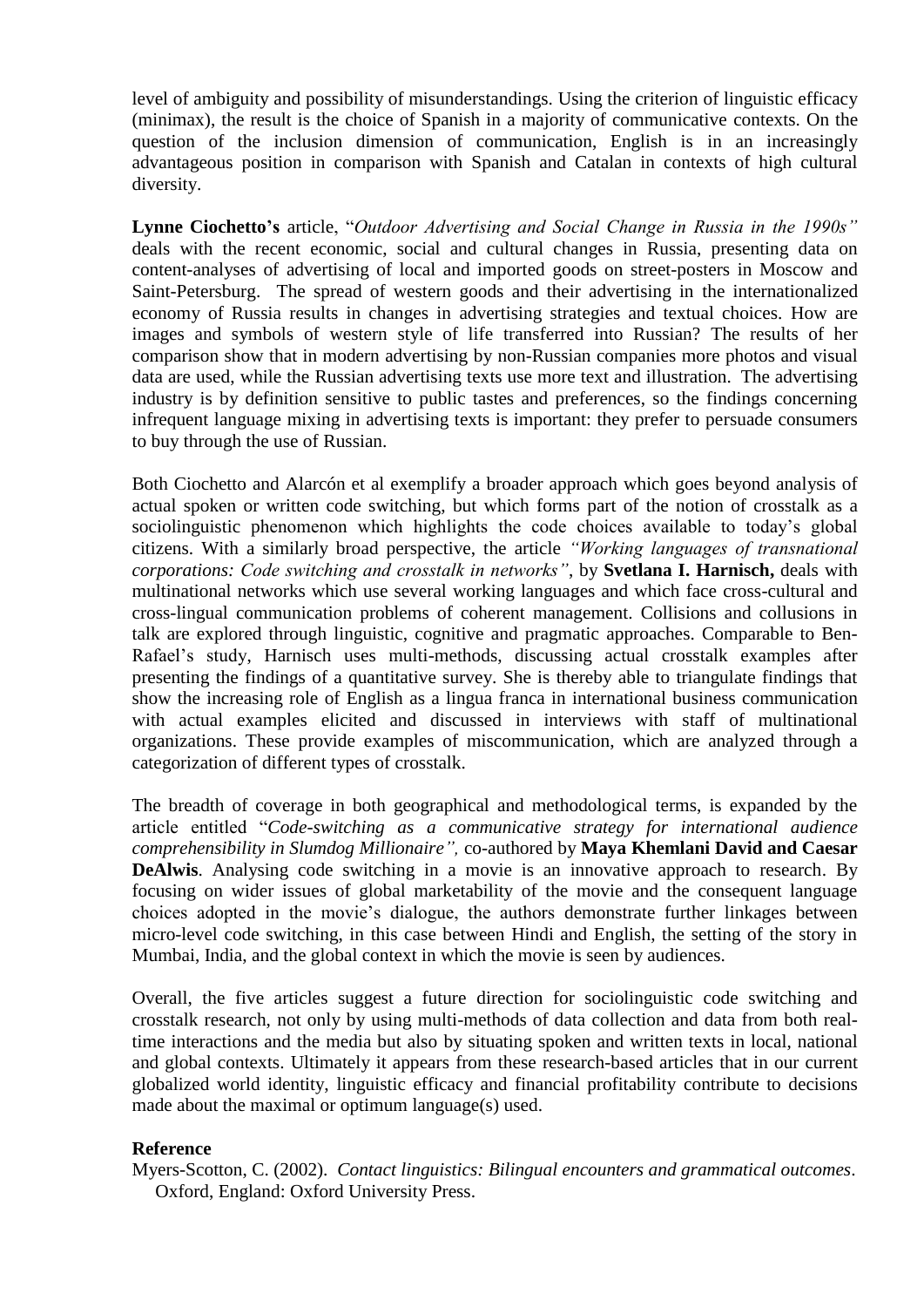level of ambiguity and possibility of misunderstandings. Using the criterion of linguistic efficacy (minimax), the result is the choice of Spanish in a majority of communicative contexts. On the question of the inclusion dimension of communication, English is in an increasingly advantageous position in comparison with Spanish and Catalan in contexts of high cultural diversity.

**Lynne Ciochetto's** article, "*Outdoor Advertising and Social Change in Russia in the 1990s"* deals with the recent economic, social and cultural changes in Russia, presenting data on content-analyses of advertising of local and imported goods on street-posters in Moscow and Saint-Petersburg. The spread of western goods and their advertising in the internationalized economy of Russia results in changes in advertising strategies and textual choices. How are images and symbols of western style of life transferred into Russian? The results of her comparison show that in modern advertising by non-Russian companies more photos and visual data are used, while the Russian advertising texts use more text and illustration. The advertising industry is by definition sensitive to public tastes and preferences, so the findings concerning infrequent language mixing in advertising texts is important: they prefer to persuade consumers to buy through the use of Russian.

Both Ciochetto and Alarcón et al exemplify a broader approach which goes beyond analysis of actual spoken or written code switching, but which forms part of the notion of crosstalk as a sociolinguistic phenomenon which highlights the code choices available to today's global citizens. With a similarly broad perspective, the article *"Working languages of transnational corporations: Code switching and crosstalk in networks"*, by **Svetlana I. Harnisch,** deals with multinational networks which use several working languages and which face cross-cultural and cross-lingual communication problems of coherent management. Collisions and collusions in talk are explored through linguistic, cognitive and pragmatic approaches. Comparable to Ben-Rafael's study, Harnisch uses multi-methods, discussing actual crosstalk examples after presenting the findings of a quantitative survey. She is thereby able to triangulate findings that show the increasing role of English as a lingua franca in international business communication with actual examples elicited and discussed in interviews with staff of multinational organizations. These provide examples of miscommunication, which are analyzed through a categorization of different types of crosstalk.

The breadth of coverage in both geographical and methodological terms, is expanded by the article entitled "*Code-switching as a communicative strategy for international audience comprehensibility in Slumdog Millionaire",* co-authored by **Maya Khemlani David and Caesar DeAlwis**. Analysing code switching in a movie is an innovative approach to research. By focusing on wider issues of global marketability of the movie and the consequent language choices adopted in the movie's dialogue, the authors demonstrate further linkages between micro-level code switching, in this case between Hindi and English, the setting of the story in Mumbai, India, and the global context in which the movie is seen by audiences.

Overall, the five articles suggest a future direction for sociolinguistic code switching and crosstalk research, not only by using multi-methods of data collection and data from both real-time interactions and the media but also by situating spoken and written texts in local, national and global contexts. Ultimately it appears from these research-based articles that in our current globalized world identity, linguistic efficacy and financial profitability contribute to decisions made about the maximal or optimum language(s) used.

**Reference**

Myers-Scotton, C. (2002). *Contact linguistics: Bilingual encounters and grammatical outcomes*. Oxford, England: Oxford University Press.